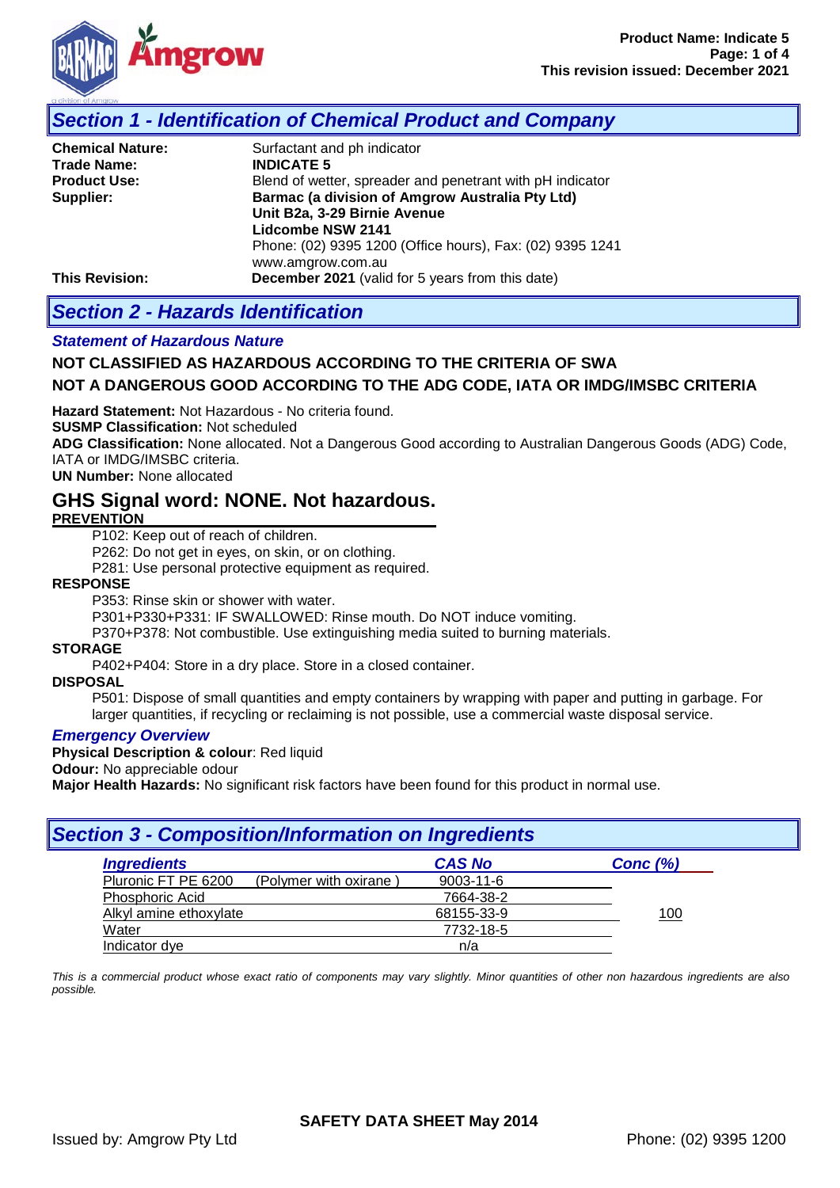## Section 1 - Identification of Chemical Product and Company

**Chemical Nature:** Surfactant and ph indicator
**Trade Name:** **INDICATE 5**
**Product Use:** Blend of wetter, spreader and penetrant with pH indicator
**Supplier:** **Barmac (a division of Amgrow Australia Pty Ltd)**
**Unit B2a, 3-29 Birnie Avenue**
**Lidcombe NSW 2141**
Phone: (02) 9395 1200 (Office hours), Fax: (02) 9395 1241
www.amgrow.com.au
**This Revision:** **December 2021** (valid for 5 years from this date)

## Section 2 - Hazards Identification

### *Statement of Hazardous Nature*

**NOT CLASSIFIED AS HAZARDOUS ACCORDING TO THE CRITERIA OF SWA**

**NOT A DANGEROUS GOOD ACCORDING TO THE ADG CODE, IATA OR IMDG/IMSBC CRITERIA**

**Hazard Statement:** Not Hazardous - No criteria found.
**SUSMP Classification:** Not scheduled
**ADG Classification:** None allocated. Not a Dangerous Good according to Australian Dangerous Goods (ADG) Code, IATA or IMDG/IMSBC criteria.
**UN Number:** None allocated

### GHS Signal word: NONE. Not hazardous.

**PREVENTION**

P102: Keep out of reach of children.
P262: Do not get in eyes, on skin, or on clothing.
P281: Use personal protective equipment as required.

**RESPONSE**

P353: Rinse skin or shower with water.
P301+P330+P331: IF SWALLOWED: Rinse mouth. Do NOT induce vomiting.
P370+P378: Not combustible. Use extinguishing media suited to burning materials.

**STORAGE**

P402+P404: Store in a dry place. Store in a closed container.

**DISPOSAL**

P501: Dispose of small quantities and empty containers by wrapping with paper and putting in garbage. For larger quantities, if recycling or reclaiming is not possible, use a commercial waste disposal service.

### *Emergency Overview*

**Physical Description & colour**: Red liquid
**Odour:** No appreciable odour
**Major Health Hazards:** No significant risk factors have been found for this product in normal use.

## Section 3 - Composition/Information on Ingredients

| *Ingredients* | *CAS No* | *Conc (%)* |
|---|---|---|
| Pluronic FT PE 6200 (Polymer with oxirane ) | 9003-11-6 | |
| Phosphoric Acid | 7664-38-2 | |
| Alkyl amine ethoxylate | 68155-33-9 | 100 |
| Water | 7732-18-5 | |
| Indicator dye | n/a | |

*This is a commercial product whose exact ratio of components may vary slightly. Minor quantities of other non hazardous ingredients are also possible.*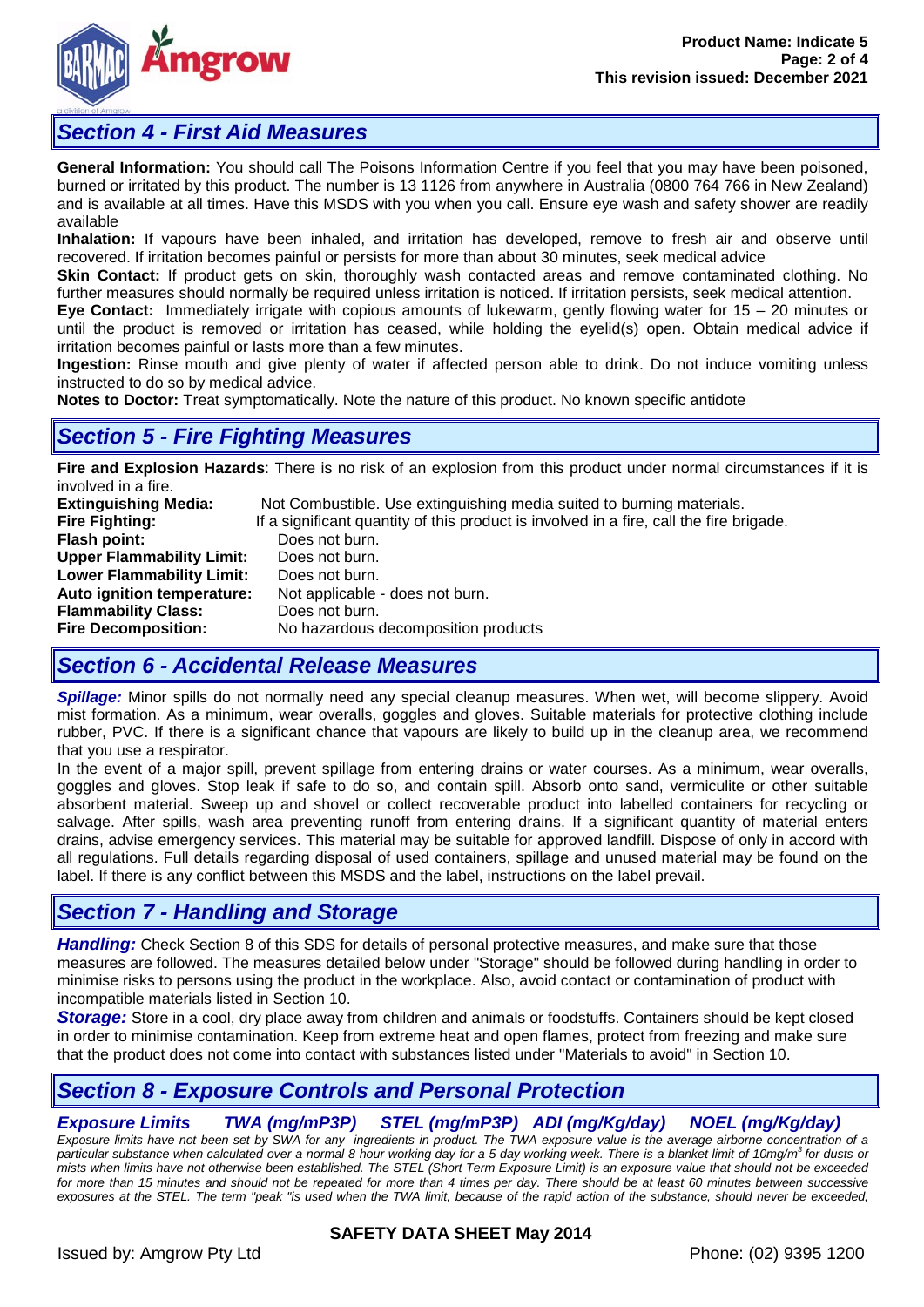## Section 4 - First Aid Measures

**General Information:** You should call The Poisons Information Centre if you feel that you may have been poisoned, burned or irritated by this product. The number is 13 1126 from anywhere in Australia (0800 764 766 in New Zealand) and is available at all times. Have this MSDS with you when you call. Ensure eye wash and safety shower are readily available

**Inhalation:** If vapours have been inhaled, and irritation has developed, remove to fresh air and observe until recovered. If irritation becomes painful or persists for more than about 30 minutes, seek medical advice

**Skin Contact:** If product gets on skin, thoroughly wash contacted areas and remove contaminated clothing. No further measures should normally be required unless irritation is noticed. If irritation persists, seek medical attention.

**Eye Contact:** Immediately irrigate with copious amounts of lukewarm, gently flowing water for 15 – 20 minutes or until the product is removed or irritation has ceased, while holding the eyelid(s) open. Obtain medical advice if irritation becomes painful or lasts more than a few minutes.

**Ingestion:** Rinse mouth and give plenty of water if affected person able to drink. Do not induce vomiting unless instructed to do so by medical advice.

**Notes to Doctor:** Treat symptomatically. Note the nature of this product. No known specific antidote

## Section 5 - Fire Fighting Measures

**Fire and Explosion Hazards**: There is no risk of an explosion from this product under normal circumstances if it is involved in a fire.

**Extinguishing Media:** Not Combustible. Use extinguishing media suited to burning materials.
**Fire Fighting:** If a significant quantity of this product is involved in a fire, call the fire brigade.
**Flash point:** Does not burn.
**Upper Flammability Limit:** Does not burn.
**Lower Flammability Limit:** Does not burn.
**Auto ignition temperature:** Not applicable - does not burn.
**Flammability Class:** Does not burn.
**Fire Decomposition:** No hazardous decomposition products

## Section 6 - Accidental Release Measures

***Spillage:*** Minor spills do not normally need any special cleanup measures. When wet, will become slippery. Avoid mist formation. As a minimum, wear overalls, goggles and gloves. Suitable materials for protective clothing include rubber, PVC. If there is a significant chance that vapours are likely to build up in the cleanup area, we recommend that you use a respirator.

In the event of a major spill, prevent spillage from entering drains or water courses. As a minimum, wear overalls, goggles and gloves. Stop leak if safe to do so, and contain spill. Absorb onto sand, vermiculite or other suitable absorbent material. Sweep up and shovel or collect recoverable product into labelled containers for recycling or salvage. After spills, wash area preventing runoff from entering drains. If a significant quantity of material enters drains, advise emergency services. This material may be suitable for approved landfill. Dispose of only in accord with all regulations. Full details regarding disposal of used containers, spillage and unused material may be found on the label. If there is any conflict between this MSDS and the label, instructions on the label prevail.

## Section 7 - Handling and Storage

***Handling:*** Check Section 8 of this SDS for details of personal protective measures, and make sure that those measures are followed. The measures detailed below under "Storage" should be followed during handling in order to minimise risks to persons using the product in the workplace. Also, avoid contact or contamination of product with incompatible materials listed in Section 10.

***Storage:*** Store in a cool, dry place away from children and animals or foodstuffs. Containers should be kept closed in order to minimise contamination. Keep from extreme heat and open flames, protect from freezing and make sure that the product does not come into contact with substances listed under "Materials to avoid" in Section 10.

## Section 8 - Exposure Controls and Personal Protection

| ***Exposure Limits*** | ***TWA (mg/mP3P)*** | ***STEL (mg/mP3P)*** | ***ADI (mg/Kg/day)*** | ***NOEL (mg/Kg/day)*** |
|---|---|---|---|---|

*Exposure limits have not been set by SWA for any ingredients in product. The TWA exposure value is the average airborne concentration of a particular substance when calculated over a normal 8 hour working day for a 5 day working week. There is a blanket limit of 10mg/m³ for dusts or mists when limits have not otherwise been established. The STEL (Short Term Exposure Limit) is an exposure value that should not be exceeded for more than 15 minutes and should not be repeated for more than 4 times per day. There should be at least 60 minutes between successive exposures at the STEL. The term "peak "is used when the TWA limit, because of the rapid action of the substance, should never be exceeded,*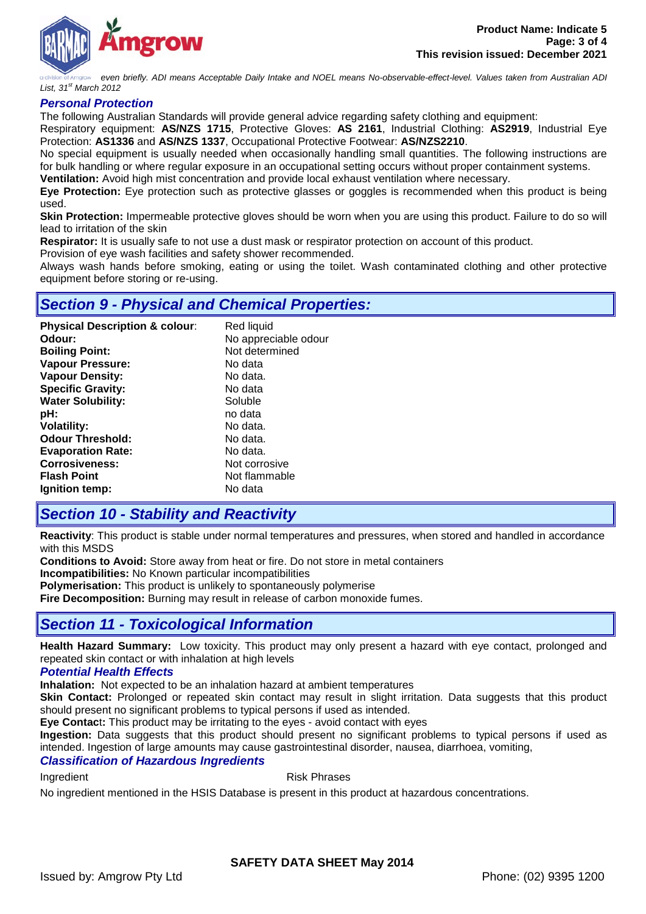even briefly. ADI means Acceptable Daily Intake and NOEL means No-observable-effect-level. Values taken from Australian ADI List, 31st March 2012

### Personal Protection

The following Australian Standards will provide general advice regarding safety clothing and equipment:

Respiratory equipment: **AS/NZS 1715**, Protective Gloves: **AS 2161**, Industrial Clothing: **AS2919**, Industrial Eye Protection: **AS1336** and **AS/NZS 1337**, Occupational Protective Footwear: **AS/NZS2210**.

No special equipment is usually needed when occasionally handling small quantities. The following instructions are for bulk handling or where regular exposure in an occupational setting occurs without proper containment systems.

**Ventilation:** Avoid high mist concentration and provide local exhaust ventilation where necessary.

**Eye Protection:** Eye protection such as protective glasses or goggles is recommended when this product is being used.

**Skin Protection:** Impermeable protective gloves should be worn when you are using this product. Failure to do so will lead to irritation of the skin

**Respirator:** It is usually safe to not use a dust mask or respirator protection on account of this product.

Provision of eye wash facilities and safety shower recommended.

Always wash hands before smoking, eating or using the toilet. Wash contaminated clothing and other protective equipment before storing or re-using.

## Section 9 - Physical and Chemical Properties:

| | |
|---|---|
| **Physical Description & colour**: | Red liquid |
| **Odour:** | No appreciable odour |
| **Boiling Point:** | Not determined |
| **Vapour Pressure:** | No data |
| **Vapour Density:** | No data. |
| **Specific Gravity:** | No data |
| **Water Solubility:** | Soluble |
| **pH:** | no data |
| **Volatility:** | No data. |
| **Odour Threshold:** | No data. |
| **Evaporation Rate:** | No data. |
| **Corrosiveness:** | Not corrosive |
| **Flash Point** | Not flammable |
| **Ignition temp:** | No data |

## Section 10 - Stability and Reactivity

**Reactivity**: This product is stable under normal temperatures and pressures, when stored and handled in accordance with this MSDS

**Conditions to Avoid:** Store away from heat or fire. Do not store in metal containers

**Incompatibilities:** No Known particular incompatibilities

**Polymerisation:** This product is unlikely to spontaneously polymerise

**Fire Decomposition:** Burning may result in release of carbon monoxide fumes.

## Section 11 - Toxicological Information

**Health Hazard Summary:** Low toxicity. This product may only present a hazard with eye contact, prolonged and repeated skin contact or with inhalation at high levels

### Potential Health Effects

**Inhalation:** Not expected to be an inhalation hazard at ambient temperatures

**Skin Contact:** Prolonged or repeated skin contact may result in slight irritation. Data suggests that this product should present no significant problems to typical persons if used as intended.

**Eye Contact:** This product may be irritating to the eyes - avoid contact with eyes

**Ingestion:** Data suggests that this product should present no significant problems to typical persons if used as intended. Ingestion of large amounts may cause gastrointestinal disorder, nausea, diarrhoea, vomiting,

### Classification of Hazardous Ingredients

| Ingredient | Risk Phrases |
|---|---|

No ingredient mentioned in the HSIS Database is present in this product at hazardous concentrations.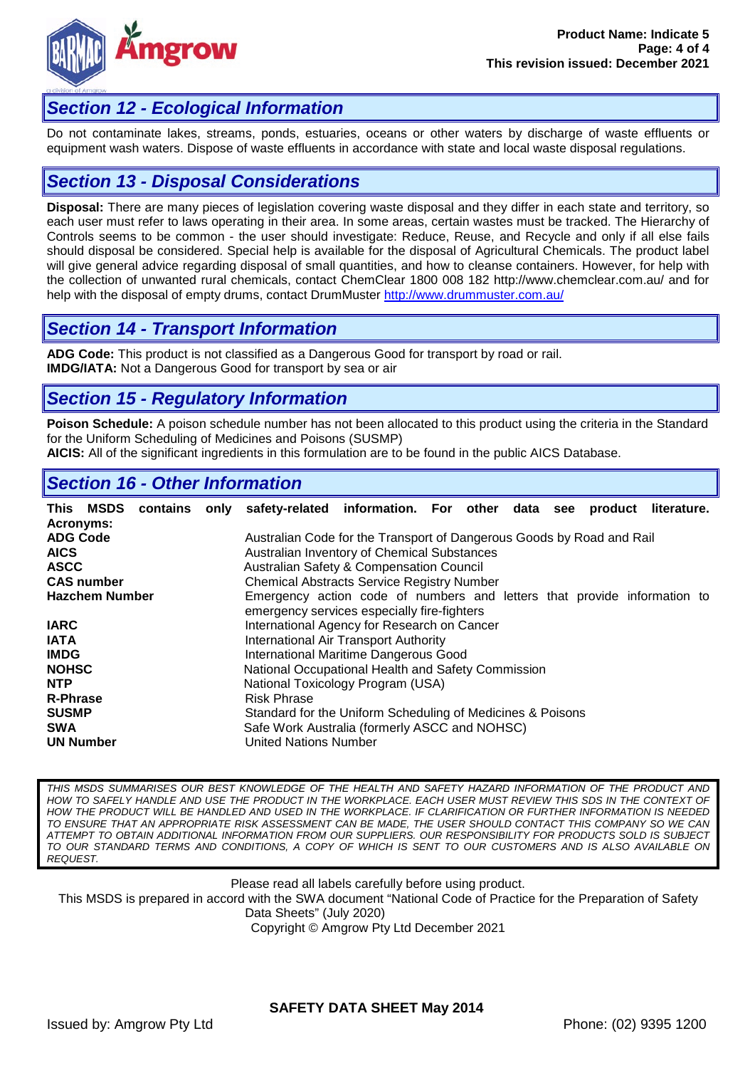## Section 12 - Ecological Information

Do not contaminate lakes, streams, ponds, estuaries, oceans or other waters by discharge of waste effluents or equipment wash waters. Dispose of waste effluents in accordance with state and local waste disposal regulations.

## Section 13 - Disposal Considerations

**Disposal:** There are many pieces of legislation covering waste disposal and they differ in each state and territory, so each user must refer to laws operating in their area. In some areas, certain wastes must be tracked. The Hierarchy of Controls seems to be common - the user should investigate: Reduce, Reuse, and Recycle and only if all else fails should disposal be considered. Special help is available for the disposal of Agricultural Chemicals. The product label will give general advice regarding disposal of small quantities, and how to cleanse containers. However, for help with the collection of unwanted rural chemicals, contact ChemClear 1800 008 182 http://www.chemclear.com.au/ and for help with the disposal of empty drums, contact DrumMuster http://www.drummuster.com.au/

## Section 14 - Transport Information

**ADG Code:** This product is not classified as a Dangerous Good for transport by road or rail.
**IMDG/IATA:** Not a Dangerous Good for transport by sea or air

## Section 15 - Regulatory Information

**Poison Schedule:** A poison schedule number has not been allocated to this product using the criteria in the Standard for the Uniform Scheduling of Medicines and Poisons (SUSMP)
**AICIS:** All of the significant ingredients in this formulation are to be found in the public AICS Database.

## Section 16 - Other Information

**This MSDS contains only safety-related information. For other data see product literature.**

| **Acronyms:** | |
|---|---|
| **ADG Code** | Australian Code for the Transport of Dangerous Goods by Road and Rail |
| **AICS** | Australian Inventory of Chemical Substances |
| **ASCC** | Australian Safety & Compensation Council |
| **CAS number** | Chemical Abstracts Service Registry Number |
| **Hazchem Number** | Emergency action code of numbers and letters that provide information to emergency services especially fire-fighters |
| **IARC** | International Agency for Research on Cancer |
| **IATA** | International Air Transport Authority |
| **IMDG** | International Maritime Dangerous Good |
| **NOHSC** | National Occupational Health and Safety Commission |
| **NTP** | National Toxicology Program (USA) |
| **R-Phrase** | Risk Phrase |
| **SUSMP** | Standard for the Uniform Scheduling of Medicines & Poisons |
| **SWA** | Safe Work Australia (formerly ASCC and NOHSC) |
| **UN Number** | United Nations Number |

*THIS MSDS SUMMARISES OUR BEST KNOWLEDGE OF THE HEALTH AND SAFETY HAZARD INFORMATION OF THE PRODUCT AND HOW TO SAFELY HANDLE AND USE THE PRODUCT IN THE WORKPLACE. EACH USER MUST REVIEW THIS SDS IN THE CONTEXT OF HOW THE PRODUCT WILL BE HANDLED AND USED IN THE WORKPLACE. IF CLARIFICATION OR FURTHER INFORMATION IS NEEDED TO ENSURE THAT AN APPROPRIATE RISK ASSESSMENT CAN BE MADE, THE USER SHOULD CONTACT THIS COMPANY SO WE CAN ATTEMPT TO OBTAIN ADDITIONAL INFORMATION FROM OUR SUPPLIERS. OUR RESPONSIBILITY FOR PRODUCTS SOLD IS SUBJECT TO OUR STANDARD TERMS AND CONDITIONS, A COPY OF WHICH IS SENT TO OUR CUSTOMERS AND IS ALSO AVAILABLE ON REQUEST.*

Please read all labels carefully before using product.

This MSDS is prepared in accord with the SWA document "National Code of Practice for the Preparation of Safety Data Sheets" (July 2020)

Copyright © Amgrow Pty Ltd December 2021